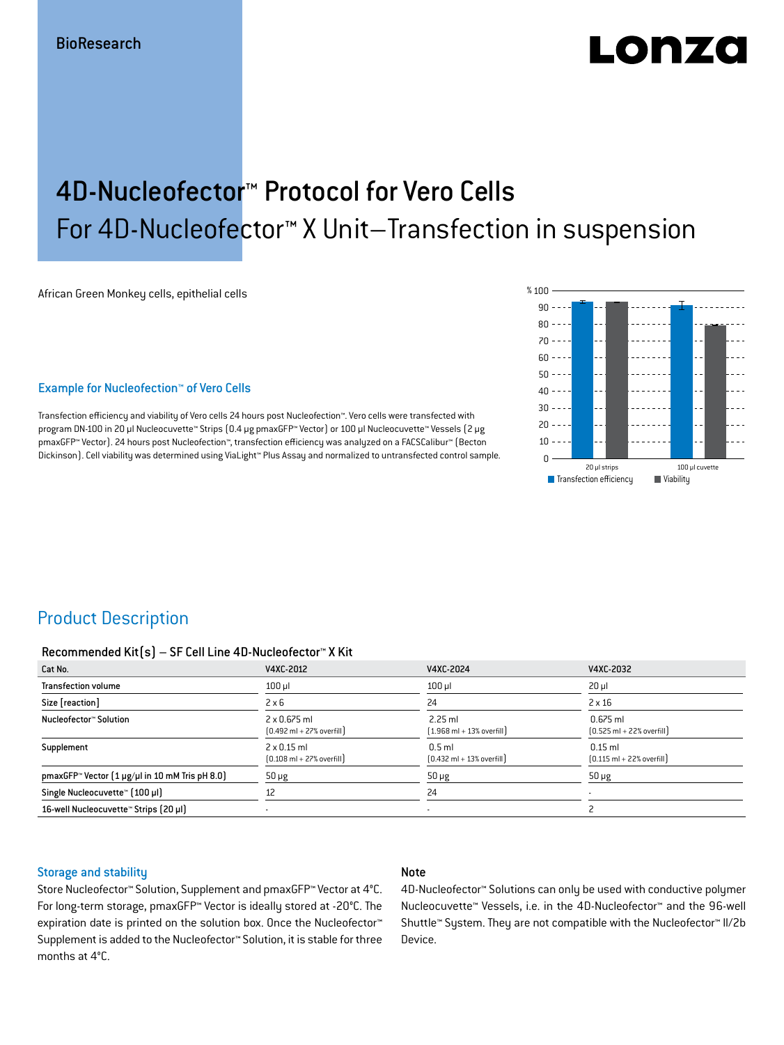BioResearch

# 4D-Nucleofector™ Protocol for Vero Cells

## For 4D-Nucleofector™ X Unit–Transfection in suspension

African Green Monkey cells, epithelial cells

### Example for Nucleofection™ of Vero Cells

Transfection efficiency and viability of Vero cells 24 hours post Nucleofection™. Vero cells were transfected with program DN-100 in 20 µl Nucleocuvette™ Strips (0.4 µg pmaxGFP™ Vector) or 100 µl Nucleocuvette™ Vessels (2 µg pmaxGFP™ Vector). 24 hours post Nucleofection™, transfection efficiency was analyzed on a FACSCalibur™ (Becton Dickinson). Cell viability was determined using ViaLight™ Plus Assay and normalized to untransfected control sample.

## Product Description

### Recommended Kit(s) – SF Cell Line 4D-Nucleofector™ X Kit

| Cat No. | V4XC-2012 | V4XC-2024 | V4XC-2032 |
|---|---|---|---|
| Transfection volume | 100 µl | 100 µl | 20 µl |
| Size [reaction] | 2 x 6 | 24 | 2 x 16 |
| Nucleofector™ Solution | 2 x 0.675 ml (0.492 ml + 27% overfill) | 2.25 ml (1.968 ml + 13% overfill) | 0.675 ml (0.525 ml + 22% overfill) |
| Supplement | 2 x 0.15 ml (0.108 ml + 27% overfill) | 0.5 ml (0.432 ml + 13% overfill) | 0.15 ml (0.115 ml + 22% overfill) |
| pmaxGFP™ Vector (1 µg/µl in 10 mM Tris pH 8.0) | 50 µg | 50 µg | 50 µg |
| Single Nucleocuvette™ (100 µl) | 12 | 24 | - |
| 16-well Nucleocuvette™ Strips (20 µl) | - | - | 2 |

### Storage and stability

Store Nucleofector™ Solution, Supplement and pmaxGFP™ Vector at 4°C. For long-term storage, pmaxGFP™ Vector is ideally stored at -20°C. The expiration date is printed on the solution box. Once the Nucleofector™ Supplement is added to the Nucleofector™ Solution, it is stable for three months at 4°C.

### Note

4D-Nucleofector™ Solutions can only be used with conductive polymer Nucleocuvette™ Vessels, i.e. in the 4D-Nucleofector™ and the 96-well Shuttle™ System. They are not compatible with the Nucleofector™ II/2b Device.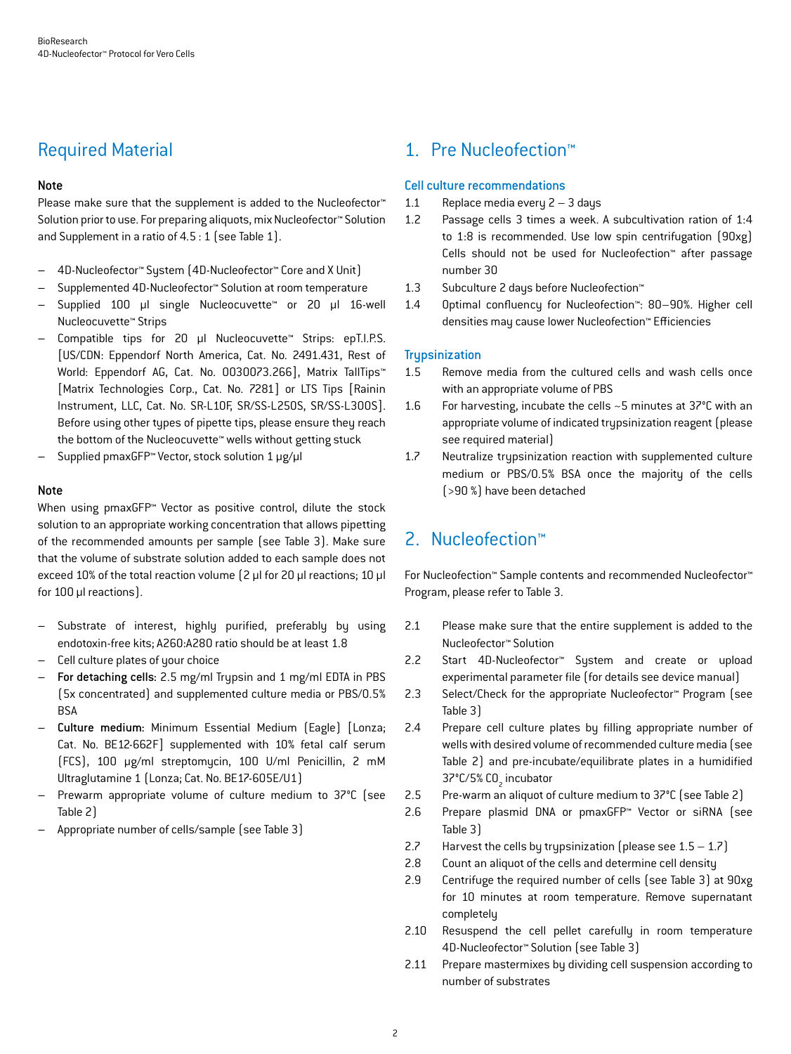## Required Material

**Note**

Please make sure that the supplement is added to the Nucleofector™ Solution prior to use. For preparing aliquots, mix Nucleofector™ Solution and Supplement in a ratio of 4.5 : 1 (see Table 1).

- 4D-Nucleofector™ System (4D-Nucleofector™ Core and X Unit)
- Supplemented 4D-Nucleofector™ Solution at room temperature
- Supplied 100 µl single Nucleocuvette™ or 20 µl 16-well Nucleocuvette™ Strips
- Compatible tips for 20 µl Nucleocuvette™ Strips: epT.I.P.S. [US/CDN: Eppendorf North America, Cat. No. 2491.431, Rest of World: Eppendorf AG, Cat. No. 0030073.266], Matrix TallTips™ [Matrix Technologies Corp., Cat. No. 7281] or LTS Tips [Rainin Instrument, LLC, Cat. No. SR-L10F, SR/SS-L250S, SR/SS-L300S]. Before using other types of pipette tips, please ensure they reach the bottom of the Nucleocuvette™ wells without getting stuck
- Supplied pmaxGFP™ Vector, stock solution 1 µg/µl

**Note**

When using pmaxGFP™ Vector as positive control, dilute the stock solution to an appropriate working concentration that allows pipetting of the recommended amounts per sample (see Table 3). Make sure that the volume of substrate solution added to each sample does not exceed 10% of the total reaction volume (2 µl for 20 µl reactions; 10 µl for 100 µl reactions).

- Substrate of interest, highly purified, preferably by using endotoxin-free kits; A260:A280 ratio should be at least 1.8
- Cell culture plates of your choice
- **For detaching cells:** 2.5 mg/ml Trypsin and 1 mg/ml EDTA in PBS (5x concentrated) and supplemented culture media or PBS/0.5% BSA
- **Culture medium:** Minimum Essential Medium (Eagle) [Lonza; Cat. No. BE12-662F] supplemented with 10% fetal calf serum (FCS), 100 µg/ml streptomycin, 100 U/ml Penicillin, 2 mM Ultraglutamine 1 (Lonza; Cat. No. BE17-605E/U1)
- Prewarm appropriate volume of culture medium to 37°C (see Table 2)
- Appropriate number of cells/sample (see Table 3)

## 1. Pre Nucleofection™

### Cell culture recommendations

1.1 Replace media every 2 – 3 days

1.2 Passage cells 3 times a week. A subcultivation ration of 1:4 to 1:8 is recommended. Use low spin centrifugation (90xg) Cells should not be used for Nucleofection™ after passage number 30

1.3 Subculture 2 days before Nucleofection™

1.4 Optimal confluency for Nucleofection™: 80–90%. Higher cell densities may cause lower Nucleofection™ Efficiencies

### Trypsinization

1.5 Remove media from the cultured cells and wash cells once with an appropriate volume of PBS

1.6 For harvesting, incubate the cells ~5 minutes at 37°C with an appropriate volume of indicated trypsinization reagent (please see required material)

1.7 Neutralize trypsinization reaction with supplemented culture medium or PBS/0.5% BSA once the majority of the cells (>90 %) have been detached

## 2. Nucleofection™

For Nucleofection™ Sample contents and recommended Nucleofector™ Program, please refer to Table 3.

2.1 Please make sure that the entire supplement is added to the Nucleofector™ Solution

2.2 Start 4D-Nucleofector™ System and create or upload experimental parameter file (for details see device manual)

2.3 Select/Check for the appropriate Nucleofector™ Program (see Table 3)

2.4 Prepare cell culture plates by filling appropriate number of wells with desired volume of recommended culture media (see Table 2) and pre-incubate/equilibrate plates in a humidified 37°C/5% $CO_2$ incubator

2.5 Pre-warm an aliquot of culture medium to 37°C (see Table 2)

2.6 Prepare plasmid DNA or pmaxGFP™ Vector or siRNA (see Table 3)

2.7 Harvest the cells by trypsinization (please see 1.5 – 1.7)

2.8 Count an aliquot of the cells and determine cell density

2.9 Centrifuge the required number of cells (see Table 3) at 90xg for 10 minutes at room temperature. Remove supernatant completely

2.10 Resuspend the cell pellet carefully in room temperature 4D-Nucleofector™ Solution (see Table 3)

2.11 Prepare mastermixes by dividing cell suspension according to number of substrates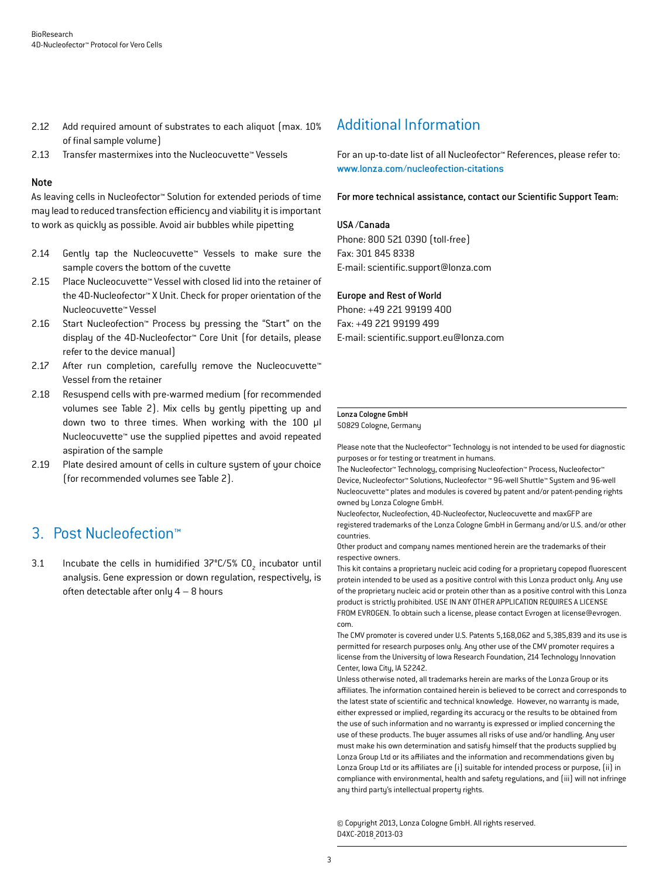2.12 Add required amount of substrates to each aliquot (max. 10% of final sample volume)

2.13 Transfer mastermixes into the Nucleocuvette™ Vessels

**Note**

As leaving cells in Nucleofector™ Solution for extended periods of time may lead to reduced transfection efficiency and viability it is important to work as quickly as possible. Avoid air bubbles while pipetting

2.14 Gently tap the Nucleocuvette™ Vessels to make sure the sample covers the bottom of the cuvette

2.15 Place Nucleocuvette™ Vessel with closed lid into the retainer of the 4D-Nucleofector™ X Unit. Check for proper orientation of the Nucleocuvette™ Vessel

2.16 Start Nucleofection™ Process by pressing the "Start" on the display of the 4D-Nucleofector™ Core Unit (for details, please refer to the device manual)

2.17 After run completion, carefully remove the Nucleocuvette™ Vessel from the retainer

2.18 Resuspend cells with pre-warmed medium (for recommended volumes see Table 2). Mix cells by gently pipetting up and down two to three times. When working with the 100 µl Nucleocuvette™ use the supplied pipettes and avoid repeated aspiration of the sample

2.19 Plate desired amount of cells in culture system of your choice (for recommended volumes see Table 2).

## 3. Post Nucleofection™

3.1 Incubate the cells in humidified 37°C/5% $CO_2$ incubator until analysis. Gene expression or down regulation, respectively, is often detectable after only 4 – 8 hours

## Additional Information

For an up-to-date list of all Nucleofector™ References, please refer to: www.lonza.com/nucleofection-citations

**For more technical assistance, contact our Scientific Support Team:**

**USA /Canada**
Phone: 800 521 0390 (toll-free)
Fax: 301 845 8338
E-mail: scientific.support@lonza.com

**Europe and Rest of World**
Phone: +49 221 99199 400
Fax: +49 221 99199 499
E-mail: scientific.support.eu@lonza.com

**Lonza Cologne GmbH**
50829 Cologne, Germany

Please note that the Nucleofector™ Technology is not intended to be used for diagnostic purposes or for testing or treatment in humans.
The Nucleofector™ Technology, comprising Nucleofection™ Process, Nucleofector™ Device, Nucleofector™ Solutions, Nucleofector ™ 96-well Shuttle™ System and 96-well Nucleocuvette™ plates and modules is covered by patent and/or patent-pending rights owned by Lonza Cologne GmbH.
Nucleofector, Nucleofection, 4D-Nucleofector, Nucleocuvette and maxGFP are registered trademarks of the Lonza Cologne GmbH in Germany and/or U.S. and/or other countries.
Other product and company names mentioned herein are the trademarks of their respective owners.
This kit contains a proprietary nucleic acid coding for a proprietary copepod fluorescent protein intended to be used as a positive control with this Lonza product only. Any use of the proprietary nucleic acid or protein other than as a positive control with this Lonza product is strictly prohibited. USE IN ANY OTHER APPLICATION REQUIRES A LICENSE FROM EVROGEN. To obtain such a license, please contact Evrogen at license@evrogen.com.
The CMV promoter is covered under U.S. Patents 5,168,062 and 5,385,839 and its use is permitted for research purposes only. Any other use of the CMV promoter requires a license from the University of Iowa Research Foundation, 214 Technology Innovation Center, Iowa City, IA 52242.
Unless otherwise noted, all trademarks herein are marks of the Lonza Group or its affiliates. The information contained herein is believed to be correct and corresponds to the latest state of scientific and technical knowledge. However, no warranty is made, either expressed or implied, regarding its accuracy or the results to be obtained from the use of such information and no warranty is expressed or implied concerning the use of these products. The buyer assumes all risks of use and/or handling. Any user must make his own determination and satisfy himself that the products supplied by Lonza Group Ltd or its affiliates and the information and recommendations given by Lonza Group Ltd or its affiliates are (i) suitable for intended process or purpose, (ii) in compliance with environmental, health and safety regulations, and (iii) will not infringe any third party's intellectual property rights.

© Copyright 2013, Lonza Cologne GmbH. All rights reserved.
D4XC-2018_2013-03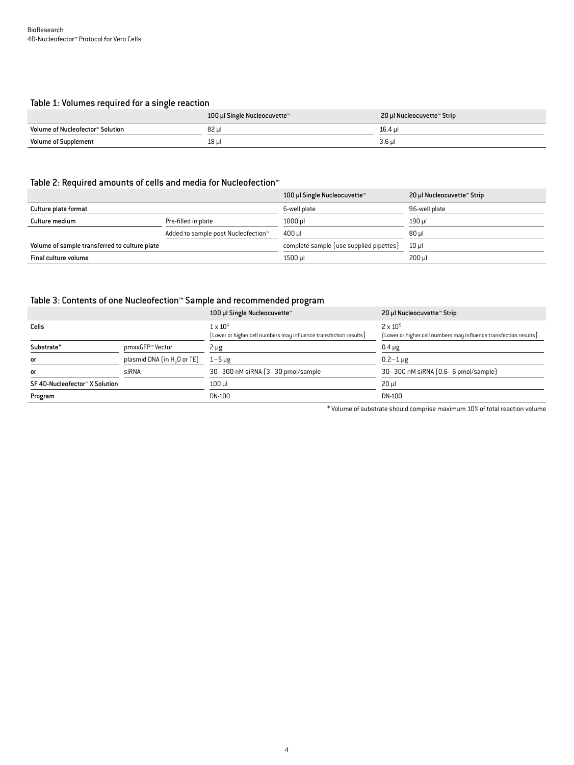## Table 1: Volumes required for a single reaction

| | 100 µl Single Nucleocuvette™ | 20 µl Nucleocuvette™ Strip |
|---|---|---|
| Volume of Nucleofector™ Solution | 82 µl | 16.4 µl |
| Volume of Supplement | 18 µl | 3.6 µl |

## Table 2: Required amounts of cells and media for Nucleofection™

| | | 100 µl Single Nucleocuvette™ | 20 µl Nucleocuvette™ Strip |
|---|---|---|---|
| Culture plate format | | 6-well plate | 96-well plate |
| Culture medium | Pre-filled in plate | 1000 µl | 190 µl |
| | Added to sample post Nucleofection™ | 400 µl | 80 µl |
| Volume of sample transferred to culture plate | | complete sample (use supplied pipettes) | 10 µl |
| Final culture volume | | 1500 µl | 200 µl |

## Table 3: Contents of one Nucleofection™ Sample and recommended program

| | | 100 µl Single Nucleocuvette™ | 20 µl Nucleocuvette™ Strip |
|---|---|---|---|
| Cells | | $1 \times 10^6$ (Lower or higher cell numbers may influence transfection results) | $2 \times 10^5$ (Lower or higher cell numbers may influence transfection results) |
| Substrate* | pmaxGFP™ Vector | 2 µg | 0.4 µg |
| or | plasmid DNA (in $H_2O$ or TE) | 1–5 µg | 0.2–1 µg |
| or | siRNA | 30–300 nM siRNA (3–30 pmol/sample | 30–300 nM siRNA (0.6–6 pmol/sample) |
| SF 4D-Nucleofector™ X Solution | | 100 µl | 20 µl |
| Program | | DN-100 | DN-100 |

* Volume of substrate should comprise maximum 10% of total reaction volume